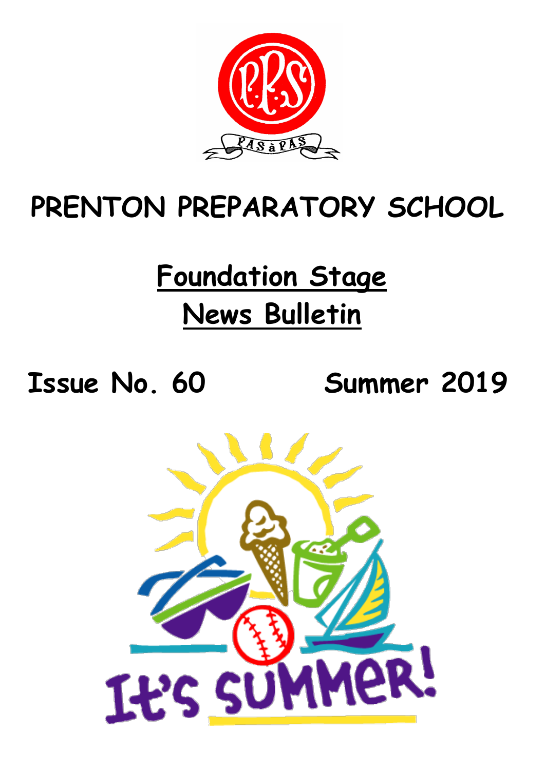# PRENTON PREPARATORY SCHOOL

## Foundation Stage News Bulletin

**Issue No. 60** **Summer 2019**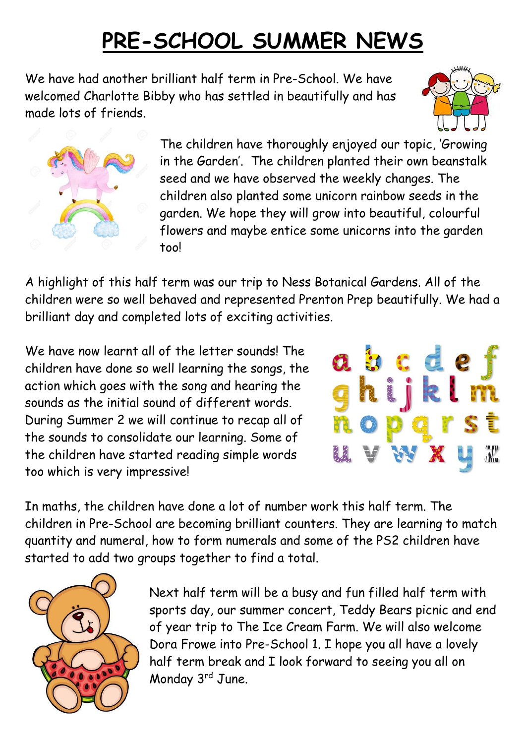# PRE-SCHOOL SUMMER NEWS

We have had another brilliant half term in Pre-School. We have welcomed Charlotte Bibby who has settled in beautifully and has made lots of friends.

The children have thoroughly enjoyed our topic, 'Growing in the Garden'. The children planted their own beanstalk seed and we have observed the weekly changes. The children also planted some unicorn rainbow seeds in the garden. We hope they will grow into beautiful, colourful flowers and maybe entice some unicorns into the garden too!

A highlight of this half term was our trip to Ness Botanical Gardens. All of the children were so well behaved and represented Prenton Prep beautifully. We had a brilliant day and completed lots of exciting activities.

We have now learnt all of the letter sounds! The children have done so well learning the songs, the action which goes with the song and hearing the sounds as the initial sound of different words. During Summer 2 we will continue to recap all of the sounds to consolidate our learning. Some of the children have started reading simple words too which is very impressive!

In maths, the children have done a lot of number work this half term. The children in Pre-School are becoming brilliant counters. They are learning to match quantity and numeral, how to form numerals and some of the PS2 children have started to add two groups together to find a total.

Next half term will be a busy and fun filled half term with sports day, our summer concert, Teddy Bears picnic and end of year trip to The Ice Cream Farm. We will also welcome Dora Frowe into Pre-School 1. I hope you all have a lovely half term break and I look forward to seeing you all on Monday 3rd June.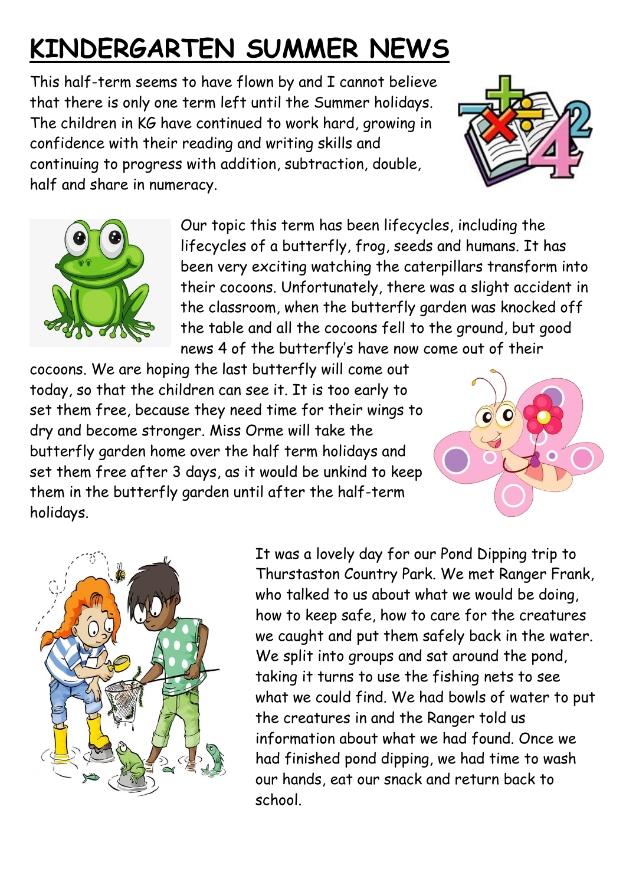# KINDERGARTEN SUMMER NEWS

This half-term seems to have flown by and I cannot believe that there is only one term left until the Summer holidays. The children in KG have continued to work hard, growing in confidence with their reading and writing skills and continuing to progress with addition, subtraction, double, half and share in numeracy.

Our topic this term has been lifecycles, including the lifecycles of a butterfly, frog, seeds and humans. It has been very exciting watching the caterpillars transform into their cocoons. Unfortunately, there was a slight accident in the classroom, when the butterfly garden was knocked off the table and all the cocoons fell to the ground, but good news 4 of the butterfly's have now come out of their cocoons. We are hoping the last butterfly will come out today, so that the children can see it. It is too early to set them free, because they need time for their wings to dry and become stronger. Miss Orme will take the butterfly garden home over the half term holidays and set them free after 3 days, as it would be unkind to keep them in the butterfly garden until after the half-term holidays.

It was a lovely day for our Pond Dipping trip to Thurstaston Country Park. We met Ranger Frank, who talked to us about what we would be doing, how to keep safe, how to care for the creatures we caught and put them safely back in the water. We split into groups and sat around the pond, taking it turns to use the fishing nets to see what we could find. We had bowls of water to put the creatures in and the Ranger told us information about what we had found. Once we had finished pond dipping, we had time to wash our hands, eat our snack and return back to school.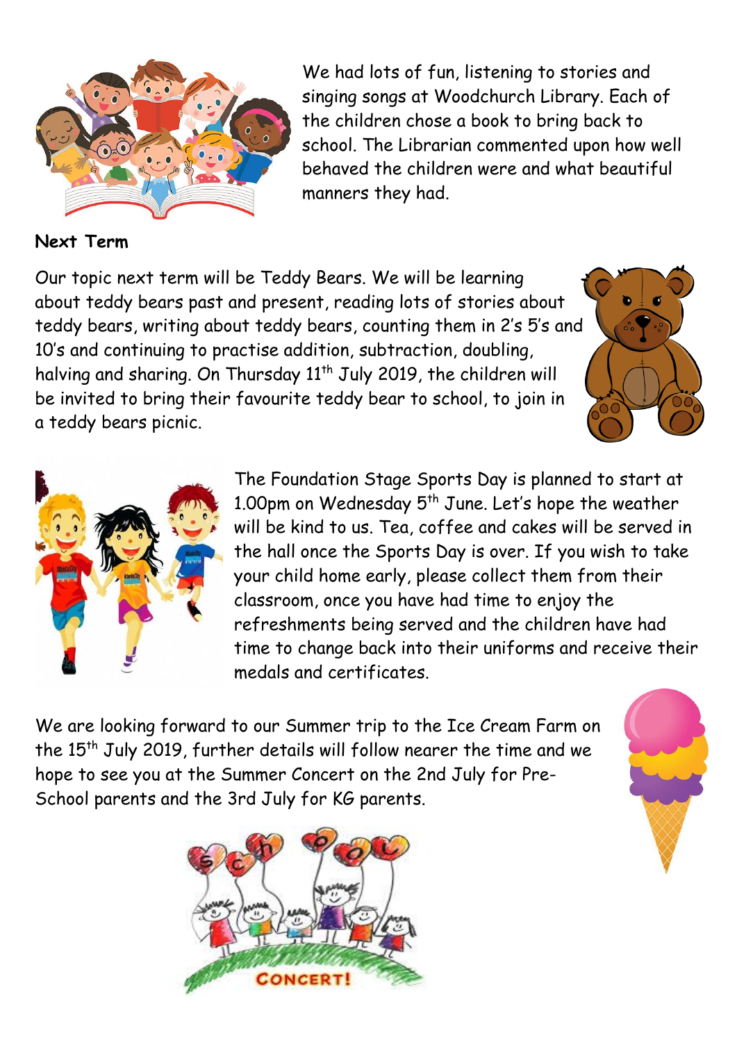We had lots of fun, listening to stories and singing songs at Woodchurch Library. Each of the children chose a book to bring back to school. The Librarian commented upon how well behaved the children were and what beautiful manners they had.

**Next Term**

Our topic next term will be Teddy Bears. We will be learning about teddy bears past and present, reading lots of stories about teddy bears, writing about teddy bears, counting them in 2's 5's and 10's and continuing to practise addition, subtraction, doubling, halving and sharing. On Thursday 11th July 2019, the children will be invited to bring their favourite teddy bear to school, to join in a teddy bears picnic.

The Foundation Stage Sports Day is planned to start at 1.00pm on Wednesday 5th June. Let's hope the weather will be kind to us. Tea, coffee and cakes will be served in the hall once the Sports Day is over. If you wish to take your child home early, please collect them from their classroom, once you have had time to enjoy the refreshments being served and the children have had time to change back into their uniforms and receive their medals and certificates.

We are looking forward to our Summer trip to the Ice Cream Farm on the 15th July 2019, further details will follow nearer the time and we hope to see you at the Summer Concert on the 2nd July for Pre-School parents and the 3rd July for KG parents.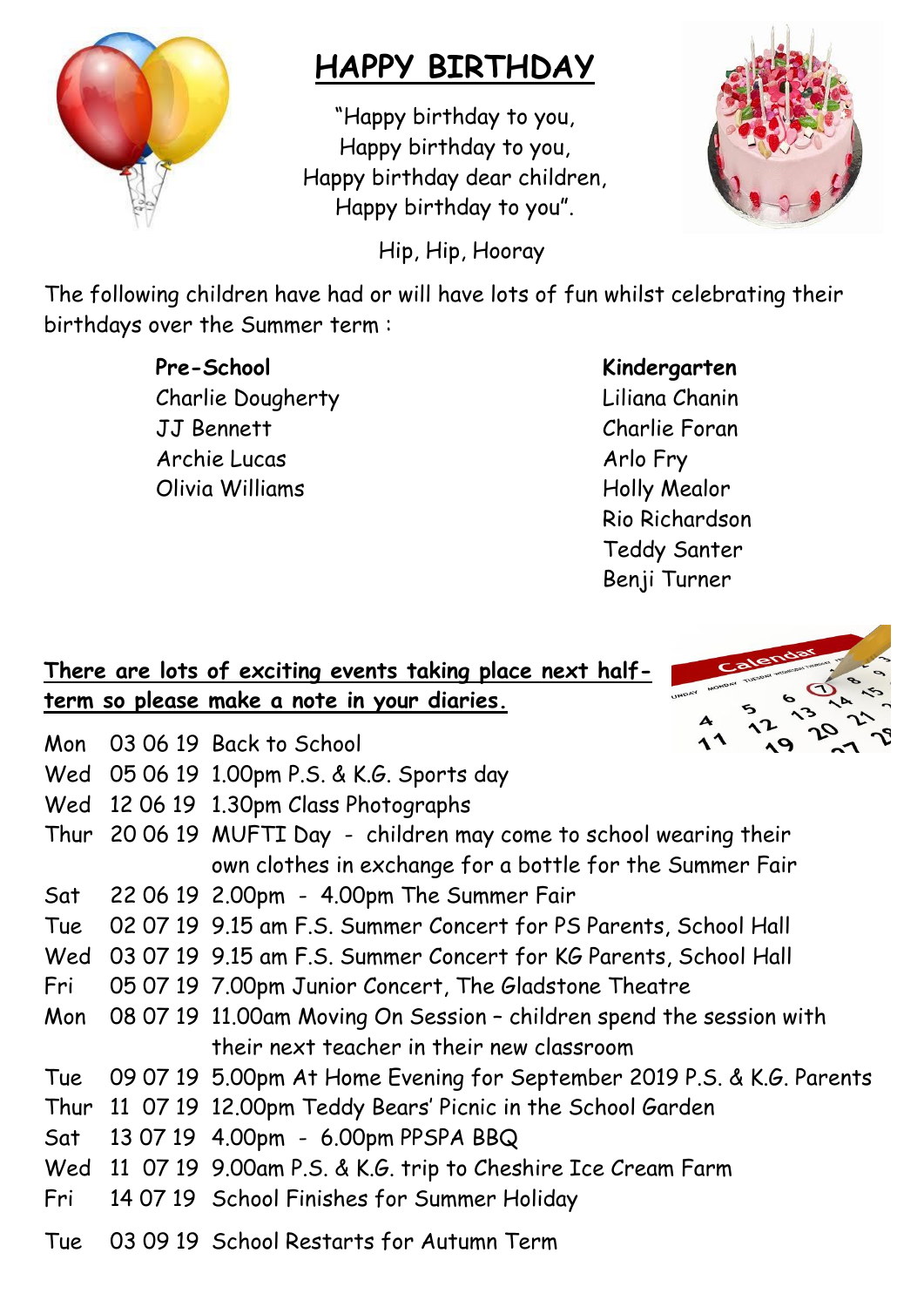# HAPPY BIRTHDAY

"Happy birthday to you,
Happy birthday to you,
Happy birthday dear children,
Happy birthday to you".

Hip, Hip, Hooray

The following children have had or will have lots of fun whilst celebrating their birthdays over the Summer term :

**Pre-School**
Charlie Dougherty
JJ Bennett
Archie Lucas
Olivia Williams

**Kindergarten**
Liliana Chanin
Charlie Foran
Arlo Fry
Holly Mealor
Rio Richardson
Teddy Santer
Benji Turner

**There are lots of exciting events taking place next half-term so please make a note in your diaries.**

| | | |
|---|---|---|
| Mon | 03 06 19 | Back to School |
| Wed | 05 06 19 | 1.00pm P.S. & K.G. Sports day |
| Wed | 12 06 19 | 1.30pm Class Photographs |
| Thur | 20 06 19 | MUFTI Day - children may come to school wearing their own clothes in exchange for a bottle for the Summer Fair |
| Sat | 22 06 19 | 2.00pm - 4.00pm The Summer Fair |
| Tue | 02 07 19 | 9.15 am F.S. Summer Concert for PS Parents, School Hall |
| Wed | 03 07 19 | 9.15 am F.S. Summer Concert for KG Parents, School Hall |
| Fri | 05 07 19 | 7.00pm Junior Concert, The Gladstone Theatre |
| Mon | 08 07 19 | 11.00am Moving On Session – children spend the session with their next teacher in their new classroom |
| Tue | 09 07 19 | 5.00pm At Home Evening for September 2019 P.S. & K.G. Parents |
| Thur | 11 07 19 | 12.00pm Teddy Bears' Picnic in the School Garden |
| Sat | 13 07 19 | 4.00pm - 6.00pm PPSPA BBQ |
| Wed | 11 07 19 | 9.00am P.S. & K.G. trip to Cheshire Ice Cream Farm |
| Fri | 14 07 19 | School Finishes for Summer Holiday |
| Tue | 03 09 19 | School Restarts for Autumn Term |